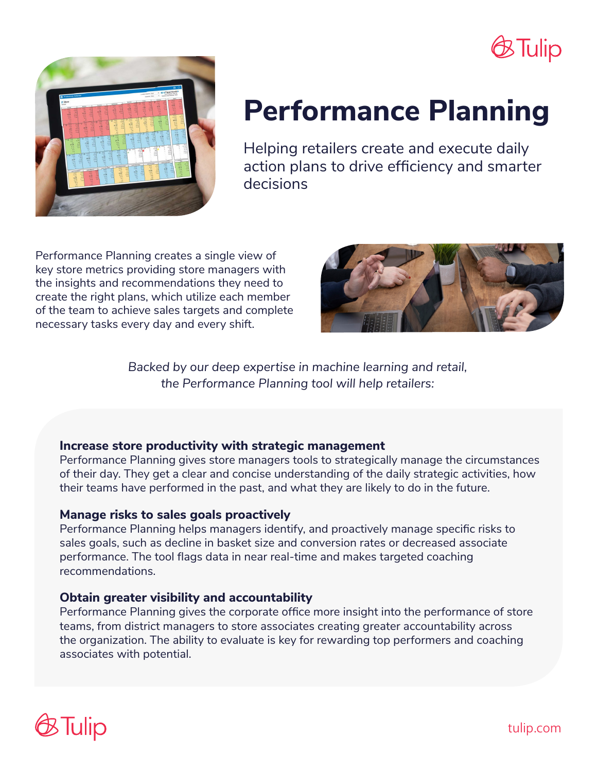# Performance Planning

Helping retailers create and execute daily action plans to drive efficiency and smarter decisions

Performance Planning creates a single view of key store metrics providing store managers with the insights and recommendations they need to create the right plans, which utilize each member of the team to achieve sales targets and complete necessary tasks every day and every shift.

*Backed by our deep expertise in machine learning and retail, the Performance Planning tool will help retailers:*

### Increase store productivity with strategic management

Performance Planning gives store managers tools to strategically manage the circumstances of their day. They get a clear and concise understanding of the daily strategic activities, how their teams have performed in the past, and what they are likely to do in the future.

### Manage risks to sales goals proactively

Performance Planning helps managers identify, and proactively manage specific risks to sales goals, such as decline in basket size and conversion rates or decreased associate performance. The tool flags data in near real-time and makes targeted coaching recommendations.

### Obtain greater visibility and accountability

Performance Planning gives the corporate office more insight into the performance of store teams, from district managers to store associates creating greater accountability across the organization. The ability to evaluate is key for rewarding top performers and coaching associates with potential.

tulip.com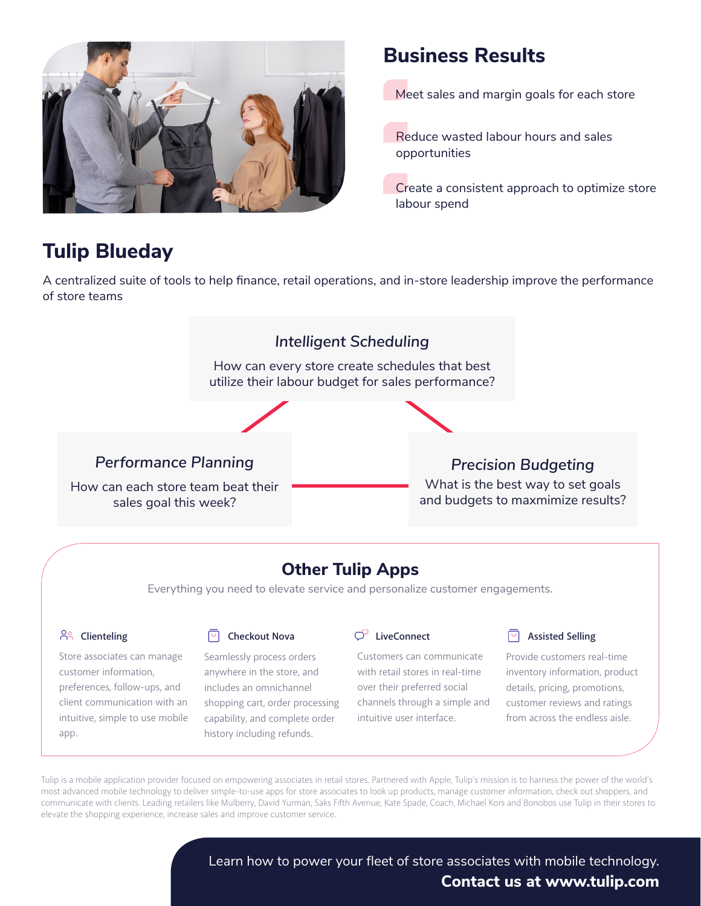## Business Results

- Meet sales and margin goals for each store
- Reduce wasted labour hours and sales opportunities
- Create a consistent approach to optimize store labour spend

## Tulip Blueday

A centralized suite of tools to help finance, retail operations, and in-store leadership improve the performance of store teams

### *Intelligent Scheduling*

How can every store create schedules that best utilize their labour budget for sales performance?

### *Performance Planning*

How can each store team beat their sales goal this week?

### *Precision Budgeting*

What is the best way to set goals and budgets to maxmimize results?

## Other Tulip Apps

Everything you need to elevate service and personalize customer engagements.

**Clienteling**

Store associates can manage customer information, preferences, follow-ups, and client communication with an intuitive, simple to use mobile app.

**Checkout Nova**

Seamlessly process orders anywhere in the store, and includes an omnichannel shopping cart, order processing capability, and complete order history including refunds.

**LiveConnect**

Customers can communicate with retail stores in real-time over their preferred social channels through a simple and intuitive user interface.

**Assisted Selling**

Provide customers real-time inventory information, product details, pricing, promotions, customer reviews and ratings from across the endless aisle.

Tulip is a mobile application provider focused on empowering associates in retail stores. Partnered with Apple, Tulip's mission is to harness the power of the world's most advanced mobile technology to deliver simple-to-use apps for store associates to look up products, manage customer information, check out shoppers, and communicate with clients. Leading retailers like Mulberry, David Yurman, Saks Fifth Avenue, Kate Spade, Coach, Michael Kors and Bonobos use Tulip in their stores to elevate the shopping experience, increase sales and improve customer service.

Learn how to power your fleet of store associates with mobile technology.

**Contact us at www.tulip.com**